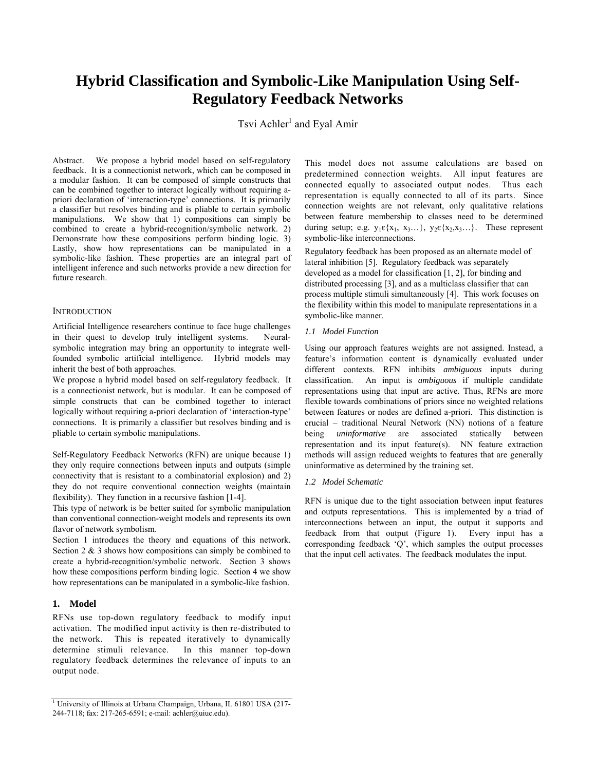# Hybrid Classification and Symbolic-Like Manipulation Using Self-Regulatory Feedback Networks

Tsvi Achler[1] and Eyal Amir

Abstract. We propose a hybrid model based on self-regulatory feedback. It is a connectionist network, which can be composed in a modular fashion. It can be composed of simple constructs that can be combined together to interact logically without requiring a-priori declaration of 'interaction-type' connections. It is primarily a classifier but resolves binding and is pliable to certain symbolic manipulations. We show that 1) compositions can simply be combined to create a hybrid-recognition/symbolic network. 2) Demonstrate how these compositions perform binding logic. 3) Lastly, show how representations can be manipulated in a symbolic-like fashion. These properties are an integral part of intelligent inference and such networks provide a new direction for future research.

## INTRODUCTION

Artificial Intelligence researchers continue to face huge challenges in their quest to develop truly intelligent systems. Neural-symbolic integration may bring an opportunity to integrate well-founded symbolic artificial intelligence. Hybrid models may inherit the best of both approaches.

We propose a hybrid model based on self-regulatory feedback. It is a connectionist network, but is modular. It can be composed of simple constructs that can be combined together to interact logically without requiring a-priori declaration of 'interaction-type' connections. It is primarily a classifier but resolves binding and is pliable to certain symbolic manipulations.

Self-Regulatory Feedback Networks (RFN) are unique because 1) they only require connections between inputs and outputs (simple connectivity that is resistant to a combinatorial explosion) and 2) they do not require conventional connection weights (maintain flexibility). They function in a recursive fashion [1-4].

This type of network is be better suited for symbolic manipulation than conventional connection-weight models and represents its own flavor of network symbolism.

Section 1 introduces the theory and equations of this network. Section 2 & 3 shows how compositions can simply be combined to create a hybrid-recognition/symbolic network. Section 3 shows how these compositions perform binding logic. Section 4 we show how representations can be manipulated in a symbolic-like fashion.

## 1. Model

RFNs use top-down regulatory feedback to modify input activation. The modified input activity is then re-distributed to the network. This is repeated iteratively to dynamically determine stimuli relevance. In this manner top-down regulatory feedback determines the relevance of inputs to an output node.

This model does not assume calculations are based on predetermined connection weights. All input features are connected equally to associated output nodes. Thus each representation is equally connected to all of its parts. Since connection weights are not relevant, only qualitative relations between feature membership to classes need to be determined during setup; e.g. $y_1 \epsilon \{x_1, x_3 \ldots\}$, $y_2 \epsilon \{x_2, x_3 \ldots\}$. These represent symbolic-like interconnections.

Regulatory feedback has been proposed as an alternate model of lateral inhibition [5]. Regulatory feedback was separately developed as a model for classification [1, 2], for binding and distributed processing [3], and as a multiclass classifier that can process multiple stimuli simultaneously [4]. This work focuses on the flexibility within this model to manipulate representations in a symbolic-like manner.

### 1.1 Model Function

Using our approach features weights are not assigned. Instead, a feature's information content is dynamically evaluated under different contexts. RFN inhibits *ambiguous* inputs during classification. An input is *ambiguous* if multiple candidate representations using that input are active. Thus, RFNs are more flexible towards combinations of priors since no weighted relations between features or nodes are defined a-priori. This distinction is crucial – traditional Neural Network (NN) notions of a feature being *uninformative* are associated statically between representation and its input feature(s). NN feature extraction methods will assign reduced weights to features that are generally uninformative as determined by the training set.

### 1.2 Model Schematic

RFN is unique due to the tight association between input features and outputs representations. This is implemented by a triad of interconnections between an input, the output it supports and feedback from that output (Figure 1). Every input has a corresponding feedback 'Q', which samples the output processes that the input cell activates. The feedback modulates the input.

[1] University of Illinois at Urbana Champaign, Urbana, IL 61801 USA (217-244-7118; fax: 217-265-6591; e-mail: achler@uiuc.edu).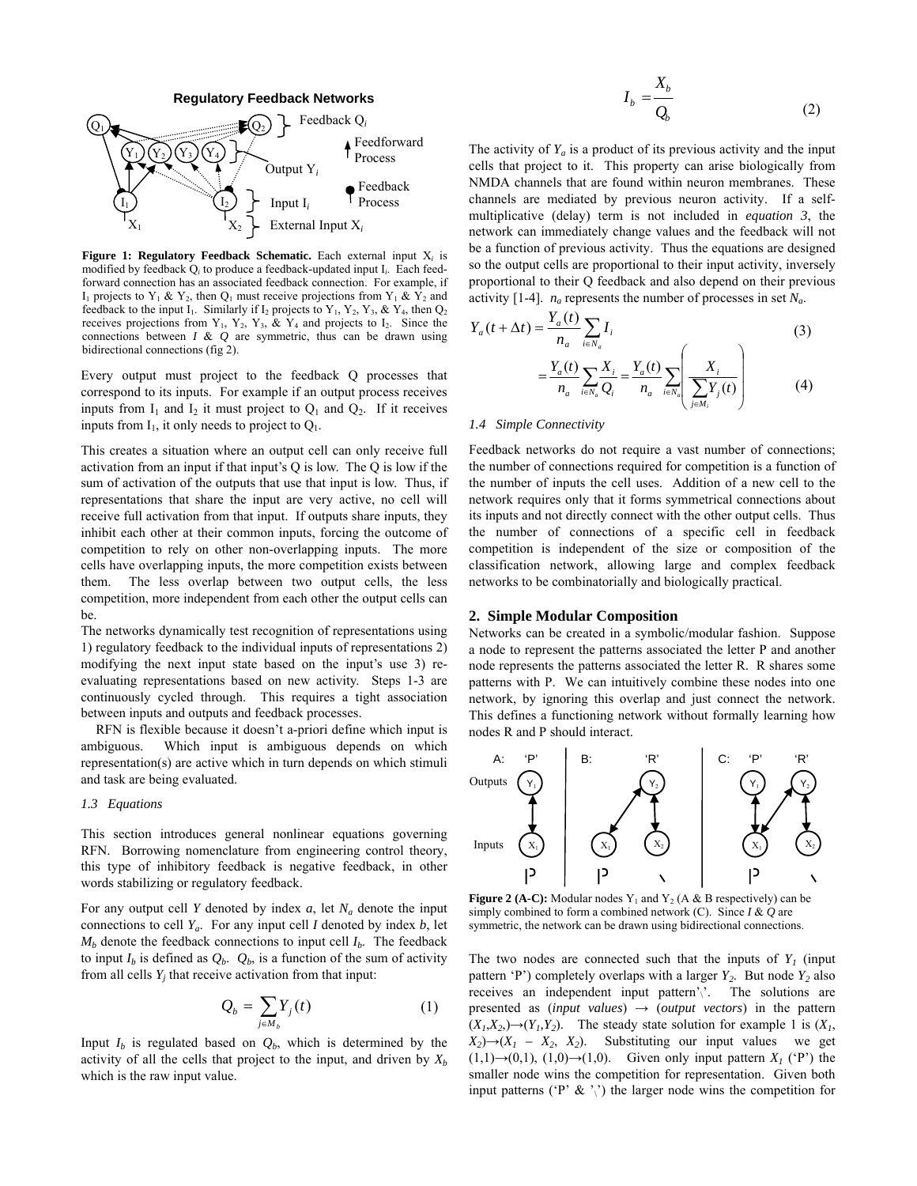**Regulatory Feedback Networks**

**Figure 1: Regulatory Feedback Schematic.** Each external input $X_i$ is modified by feedback $Q_i$ to produce a feedback-updated input $I_i$. Each feed-forward connection has an associated feedback connection. For example, if $I_1$ projects to $Y_1$ & $Y_2$, then $Q_1$ must receive projections from $Y_1$ & $Y_2$ and feedback to the input $I_1$. Similarly if $I_2$ projects to $Y_1$, $Y_2$, $Y_3$, & $Y_4$, then $Q_2$ receives projections from $Y_1$, $Y_2$, $Y_3$, & $Y_4$ and projects to $I_2$. Since the connections between $I$ & $Q$ are symmetric, thus can be drawn using bidirectional connections (fig 2).

Every output must project to the feedback Q processes that correspond to its inputs. For example if an output process receives inputs from $I_1$ and $I_2$ it must project to $Q_1$ and $Q_2$. If it receives inputs from $I_1$, it only needs to project to $Q_1$.

This creates a situation where an output cell can only receive full activation from an input if that input's Q is low. The Q is low if the sum of activation of the outputs that use that input is low. Thus, if representations that share the input are very active, no cell will receive full activation from that input. If outputs share inputs, they inhibit each other at their common inputs, forcing the outcome of competition to rely on other non-overlapping inputs. The more cells have overlapping inputs, the more competition exists between them. The less overlap between two output cells, the less competition, more independent from each other the output cells can be.

The networks dynamically test recognition of representations using 1) regulatory feedback to the individual inputs of representations 2) modifying the next input state based on the input's use 3) re-evaluating representations based on new activity. Steps 1-3 are continuously cycled through. This requires a tight association between inputs and outputs and feedback processes.

RFN is flexible because it doesn't a-priori define which input is ambiguous. Which input is ambiguous depends on which representation(s) are active which in turn depends on which stimuli and task are being evaluated.

### *1.3 Equations*

This section introduces general nonlinear equations governing RFN. Borrowing nomenclature from engineering control theory, this type of inhibitory feedback is negative feedback, in other words stabilizing or regulatory feedback.

For any output cell $Y$ denoted by index $a$, let $N_a$ denote the input connections to cell $Y_a$. For any input cell $I$ denoted by index $b$, let $M_b$ denote the feedback connections to input cell $I_b$. The feedback to input $I_b$ is defined as $Q_b$. $Q_b$, is a function of the sum of activity from all cells $Y_j$ that receive activation from that input:

$$Q_b = \sum_{j \in M_b} Y_j(t) \qquad (1)$$

Input $I_b$ is regulated based on $Q_b$, which is determined by the activity of all the cells that project to the input, and driven by $X_b$ which is the raw input value.

$$I_b = \frac{X_b}{Q_b} \qquad (2)$$

The activity of $Y_a$ is a product of its previous activity and the input cells that project to it. This property can arise biologically from NMDA channels that are found within neuron membranes. These channels are mediated by previous neuron activity. If a self-multiplicative (delay) term is not included in *equation 3*, the network can immediately change values and the feedback will not be a function of previous activity. Thus the equations are designed so the output cells are proportional to their input activity, inversely proportional to their Q feedback and also depend on their previous activity [1-4]. $n_a$ represents the number of processes in set $N_a$.

$$Y_a(t+\Delta t) = \frac{Y_a(t)}{n_a} \sum_{i \in N_a} I_i \qquad (3)$$

$$= \frac{Y_a(t)}{n_a} \sum_{i \in N_a} \frac{X_i}{Q_i} = \frac{Y_a(t)}{n_a} \sum_{i \in N_a} \left( \frac{X_i}{\sum_{j \in M_i} Y_j(t)} \right) \qquad (4)$$

### *1.4 Simple Connectivity*

Feedback networks do not require a vast number of connections; the number of connections required for competition is a function of the number of inputs the cell uses. Addition of a new cell to the network requires only that it forms symmetrical connections about its inputs and not directly connect with the other output cells. Thus the number of connections of a specific cell in feedback competition is independent of the size or composition of the classification network, allowing large and complex feedback networks to be combinatorially and biologically practical.

## 2. Simple Modular Composition

Networks can be created in a symbolic/modular fashion. Suppose a node to represent the patterns associated the letter P and another node represents the patterns associated the letter R. R shares some patterns with P. We can intuitively combine these nodes into one network, by ignoring this overlap and just connect the network. This defines a functioning network without formally learning how nodes R and P should interact.

**Figure 2 (A-C):** Modular nodes $Y_1$ and $Y_2$ (A & B respectively) can be simply combined to form a combined network (C). Since $I$ & $Q$ are symmetric, the network can be drawn using bidirectional connections.

The two nodes are connected such that the inputs of $Y_1$ (input pattern 'P') completely overlaps with a larger $Y_2$. But node $Y_2$ also receives an independent input pattern'\'. The solutions are presented as (*input values*) → (*output vectors*) in the pattern $(X_1, X_2) \rightarrow (Y_1, Y_2)$. The steady state solution for example 1 is $(X_1, X_2) \rightarrow (X_1 - X_2, X_2)$. Substituting our input values we get $(1,1) \rightarrow (0,1)$, $(1,0) \rightarrow (1,0)$. Given only input pattern $X_1$ ('P') the smaller node wins the competition for representation. Given both input patterns ('P' & '\') the larger node wins the competition for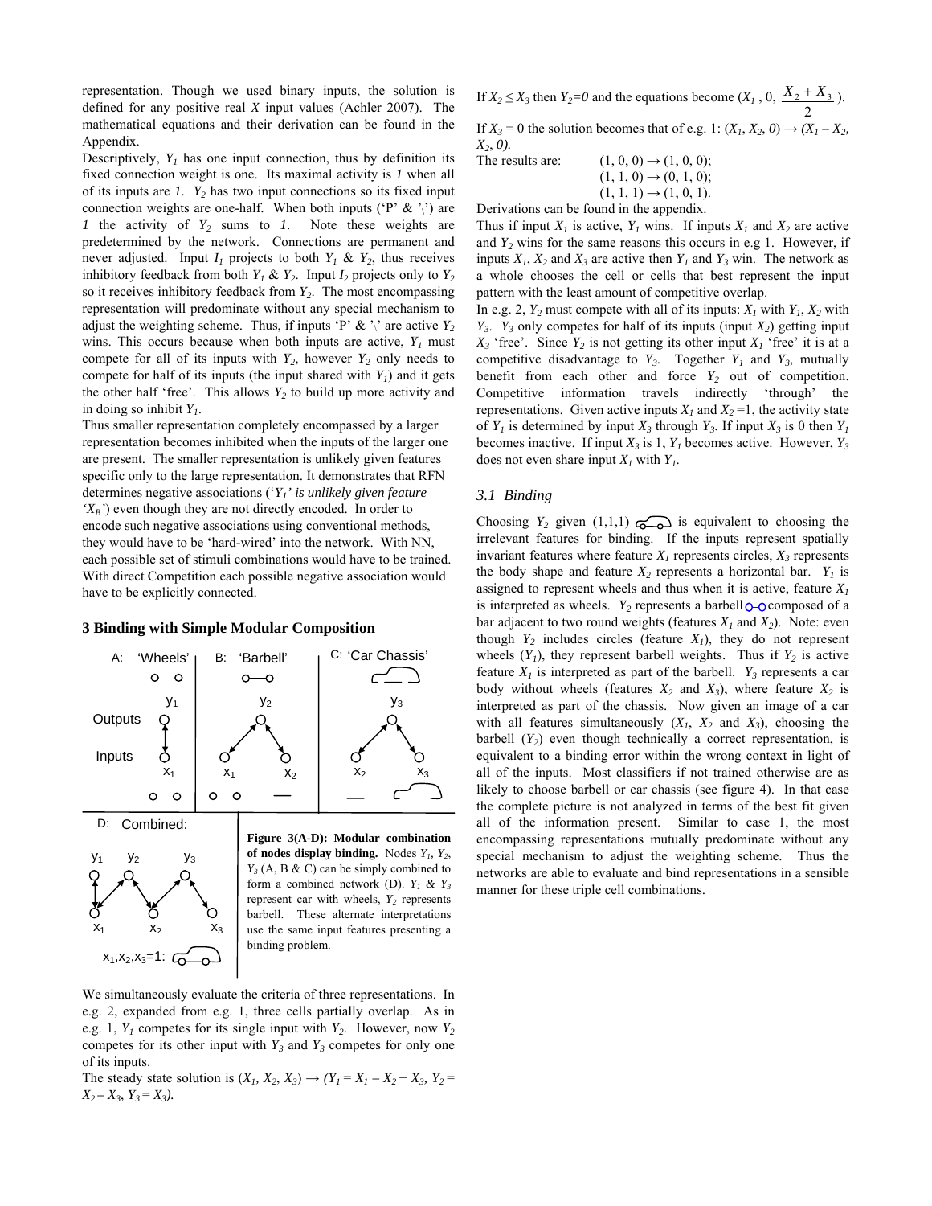representation. Though we used binary inputs, the solution is defined for any positive real $X$ input values (Achler 2007). The mathematical equations and their derivation can be found in the Appendix.

Descriptively, $Y_1$ has one input connection, thus by definition its fixed connection weight is one. Its maximal activity is *1* when all of its inputs are *1*. $Y_2$ has two input connections so its fixed input connection weights are one-half. When both inputs ('P' & '\') are *1* the activity of $Y_2$ sums to *1*. Note these weights are predetermined by the network. Connections are permanent and never adjusted. Input $I_1$ projects to both $Y_1$ & $Y_2$, thus receives inhibitory feedback from both $Y_1$ & $Y_2$. Input $I_2$ projects only to $Y_2$ so it receives inhibitory feedback from $Y_2$. The most encompassing representation will predominate without any special mechanism to adjust the weighting scheme. Thus, if inputs 'P' & '\' are active $Y_2$ wins. This occurs because when both inputs are active, $Y_1$ must compete for all of its inputs with $Y_2$, however $Y_2$ only needs to compete for half of its inputs (the input shared with $Y_1$) and it gets the other half 'free'. This allows $Y_2$ to build up more activity and in doing so inhibit $Y_1$.

Thus smaller representation completely encompassed by a larger representation becomes inhibited when the inputs of the larger one are present. The smaller representation is unlikely given features specific only to the large representation. It demonstrates that RFN determines negative associations ('$Y_1$' *is unlikely given feature '$X_B$'*) even though they are not directly encoded. In order to encode such negative associations using conventional methods, they would have to be 'hard-wired' into the network. With NN, each possible set of stimuli combinations would have to be trained. With direct Competition each possible negative association would have to be explicitly connected.

## 3 Binding with Simple Modular Composition

**Figure 3(A-D): Modular combination of nodes display binding.** Nodes $Y_1$, $Y_2$, $Y_3$ (A, B & C) can be simply combined to form a combined network (D). $Y_1$ & $Y_3$ represent car with wheels, $Y_2$ represents barbell. These alternate interpretations use the same input features presenting a binding problem.

We simultaneously evaluate the criteria of three representations. In e.g. 2, expanded from e.g. 1, three cells partially overlap. As in e.g. 1, $Y_1$ competes for its single input with $Y_2$. However, now $Y_2$ competes for its other input with $Y_3$ and $Y_3$ competes for only one of its inputs.

The steady state solution is $(X_1, X_2, X_3) \rightarrow (Y_1 = X_1 - X_2 + X_3,\ Y_2 = X_2 - X_3,\ Y_3 = X_3)$.

If $X_2 \leq X_3$ then $Y_2 = 0$ and the equations become $(X_1,\ 0,\ \frac{X_2 + X_3}{2})$.

If $X_3 = 0$ the solution becomes that of e.g. 1: $(X_1, X_2, 0) \rightarrow (X_1 - X_2, X_2, 0)$.

The results are:
$(1, 0, 0) \rightarrow (1, 0, 0)$;
$(1, 1, 0) \rightarrow (0, 1, 0)$;
$(1, 1, 1) \rightarrow (1, 0, 1)$.

Derivations can be found in the appendix.

Thus if input $X_1$ is active, $Y_1$ wins. If inputs $X_1$ and $X_2$ are active and $Y_2$ wins for the same reasons this occurs in e.g 1. However, if inputs $X_1$, $X_2$ and $X_3$ are active then $Y_1$ and $Y_3$ win. The network as a whole chooses the cell or cells that best represent the input pattern with the least amount of competitive overlap.

In e.g. 2, $Y_2$ must compete with all of its inputs: $X_1$ with $Y_1$, $X_2$ with $Y_3$. $Y_3$ only competes for half of its inputs (input $X_2$) getting input $X_3$ 'free'. Since $Y_2$ is not getting its other input $X_1$ 'free' it is at a competitive disadvantage to $Y_3$. Together $Y_1$ and $Y_3$, mutually benefit from each other and force $Y_2$ out of competition. Competitive information travels indirectly 'through' the representations. Given active inputs $X_1$ and $X_2$ =1, the activity state of $Y_1$ is determined by input $X_3$ through $Y_3$. If input $X_3$ is 0 then $Y_1$ becomes inactive. If input $X_3$ is 1, $Y_1$ becomes active. However, $Y_3$ does not even share input $X_1$ with $Y_1$.

### 3.1 Binding

Choosing $Y_2$ given (1,1,1) is equivalent to choosing the irrelevant features for binding. If the inputs represent spatially invariant features where feature $X_1$ represents circles, $X_3$ represents the body shape and feature $X_2$ represents a horizontal bar. $Y_1$ is assigned to represent wheels and thus when it is active, feature $X_1$ is interpreted as wheels. $Y_2$ represents a barbell composed of a bar adjacent to two round weights (features $X_1$ and $X_2$). Note: even though $Y_2$ includes circles (feature $X_1$), they do not represent wheels ($Y_1$), they represent barbell weights. Thus if $Y_2$ is active feature $X_1$ is interpreted as part of the barbell. $Y_3$ represents a car body without wheels (features $X_2$ and $X_3$), where feature $X_2$ is interpreted as part of the chassis. Now given an image of a car with all features simultaneously ($X_1$, $X_2$ and $X_3$), choosing the barbell ($Y_2$) even though technically a correct representation, is equivalent to a binding error within the wrong context in light of all of the inputs. Most classifiers if not trained otherwise are as likely to choose barbell or car chassis (see figure 4). In that case the complete picture is not analyzed in terms of the best fit given all of the information present. Similar to case 1, the most encompassing representations mutually predominate without any special mechanism to adjust the weighting scheme. Thus the networks are able to evaluate and bind representations in a sensible manner for these triple cell combinations.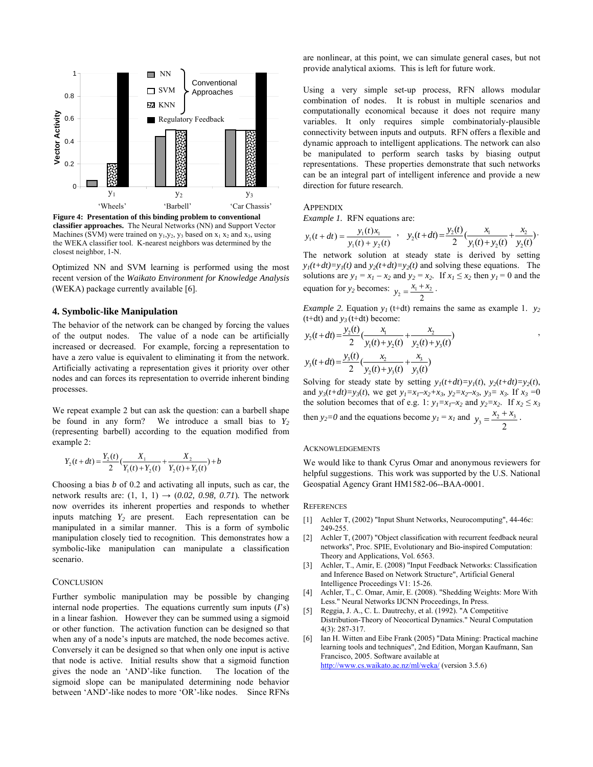1

0.8

0.6

0.4

0.2

0

Vector Activity

NN

SVM

KNN

Conventional Approaches

Regulatory Feedback

$y_1$

'Wheels'

$y_2$

'Barbell'

$y_3$

'Car Chassis'

**Figure 4: Presentation of this binding problem to conventional classifier approaches.** The Neural Networks (NN) and Support Vector Machines (SVM) were trained on $y_1$,$y_2$, $y_3$ based on $x_1$ $x_2$ and $x_3$, using the WEKA classifier tool. K-nearest neighbors was determined by the closest neighbor, 1-N.

Optimized NN and SVM learning is performed using the most recent version of the *Waikato Environment for Knowledge Analysis* (WEKA) package currently available [6].

## 4. Symbolic-like Manipulation

The behavior of the network can be changed by forcing the values of the output nodes. The value of a node can be artificially increased or decreased. For example, forcing a representation to have a zero value is equivalent to eliminating it from the network. Artificially activating a representation gives it priority over other nodes and can forces its representation to override inherent binding processes.

We repeat example 2 but can ask the question: can a barbell shape be found in any form? We introduce a small bias to $Y_2$ (representing barbell) according to the equation modified from example 2:

$$Y_2(t+dt) = \frac{Y_2(t)}{2}\left(\frac{X_1}{Y_1(t)+Y_2(t)} + \frac{X_2}{Y_2(t)+Y_3(t)}\right) + b$$

Choosing a bias $b$ of 0.2 and activating all inputs, such as car, the network results are: (1, 1, 1) → (*0.02, 0.98, 0.71*)*.* The network now overrides its inherent properties and responds to whether inputs matching $Y_2$ are present. Each representation can be manipulated in a similar manner. This is a form of symbolic manipulation closely tied to recognition. This demonstrates how a symbolic-like manipulation can manipulate a classification scenario.

## Conclusion

Further symbolic manipulation may be possible by changing internal node properties. The equations currently sum inputs ($I$'s) in a linear fashion. However they can be summed using a sigmoid or other function. The activation function can be designed so that when any of a node's inputs are matched, the node becomes active. Conversely it can be designed so that when only one input is active that node is active. Initial results show that a sigmoid function gives the node an 'AND'-like function. The location of the sigmoid slope can be manipulated determining node behavior between 'AND'-like nodes to more 'OR'-like nodes. Since RFNs are nonlinear, at this point, we can simulate general cases, but not provide analytical axioms. This is left for future work.

Using a very simple set-up process, RFN allows modular combination of nodes. It is robust in multiple scenarios and computationally economical because it does not require many variables. It only requires simple combinatorialy-plausible connectivity between inputs and outputs. RFN offers a flexible and dynamic approach to intelligent applications. The network can also be manipulated to perform search tasks by biasing output representations. These properties demonstrate that such networks can be an integral part of intelligent inference and provide a new direction for future research.

## Appendix

*Example 1.* RFN equations are:

$$y_1(t+dt) = \frac{y_1(t)x_1}{y_1(t)+y_2(t)}, \quad y_2(t+dt) = \frac{y_2(t)}{2}\left(\frac{x_1}{y_1(t)+y_2(t)} + \frac{x_2}{y_2(t)}\right).$$

The network solution at steady state is derived by setting $y_1(t+dt)=y_1(t)$ and $y_2(t+dt)=y_2(t)$ and solving these equations. The solutions are $y_1 = x_1 - x_2$ and $y_2 = x_2$. If $x_1 \le x_2$ then $y_1 = 0$ and the equation for $y_2$ becomes: $y_2 = \frac{x_1 + x_2}{2}$.

*Example 2.* Equation $y_1$ (t+dt) remains the same as example 1. $y_2$ (t+dt) and $y_3$ (t+dt) become:

$$y_2(t+dt) = \frac{y_2(t)}{2}\left(\frac{x_1}{y_1(t)+y_2(t)} + \frac{x_2}{y_2(t)+y_3(t)}\right),$$

$$y_3(t+dt) = \frac{y_3(t)}{2}\left(\frac{x_2}{y_2(t)+y_3(t)} + \frac{x_3}{y_3(t)}\right)$$

Solving for steady state by setting $y_1(t+dt)=y_1(t)$, $y_2(t+dt)=y_2(t)$, and $y_3(t+dt)=y_3(t)$, we get $y_1=x_1-x_2+x_3$, $y_2=x_2-x_3$, $y_3= x_3$. If $x_3 =0$ the solution becomes that of e.g. 1: $y_1=x_1-x_2$ and $y_2=x_2$. If $x_2 \le x_3$ then $y_2=0$ and the equations become $y_1 = x_1$ and $y_3 = \frac{x_2 + x_3}{2}$.

## Acknowledgements

We would like to thank Cyrus Omar and anonymous reviewers for helpful suggestions. This work was supported by the U.S. National Geospatial Agency Grant HM1582-06--BAA-0001.

## References

[1] Achler T, (2002) "Input Shunt Networks, Neurocomputing", 44-46c: 249-255.

[2] Achler T, (2007) "Object classification with recurrent feedback neural networks", Proc. SPIE, Evolutionary and Bio-inspired Computation: Theory and Applications, Vol. 6563.

[3] Achler, T., Amir, E. (2008) "Input Feedback Networks: Classification and Inference Based on Network Structure", Artificial General Intelligence Proceedings V1: 15-26.

[4] Achler, T., C. Omar, Amir, E. (2008). "Shedding Weights: More With Less." Neural Networks IJCNN Proceedings, In Press.

[5] Reggia, J. A., C. L. Dautrechy, et al. (1992). "A Competitive Distribution-Theory of Neocortical Dynamics." Neural Computation 4(3): 287-317.

[6] Ian H. Witten and Eibe Frank (2005) "Data Mining: Practical machine learning tools and techniques", 2nd Edition, Morgan Kaufmann, San Francisco, 2005. Software available at http://www.cs.waikato.ac.nz/ml/weka/ (version 3.5.6)